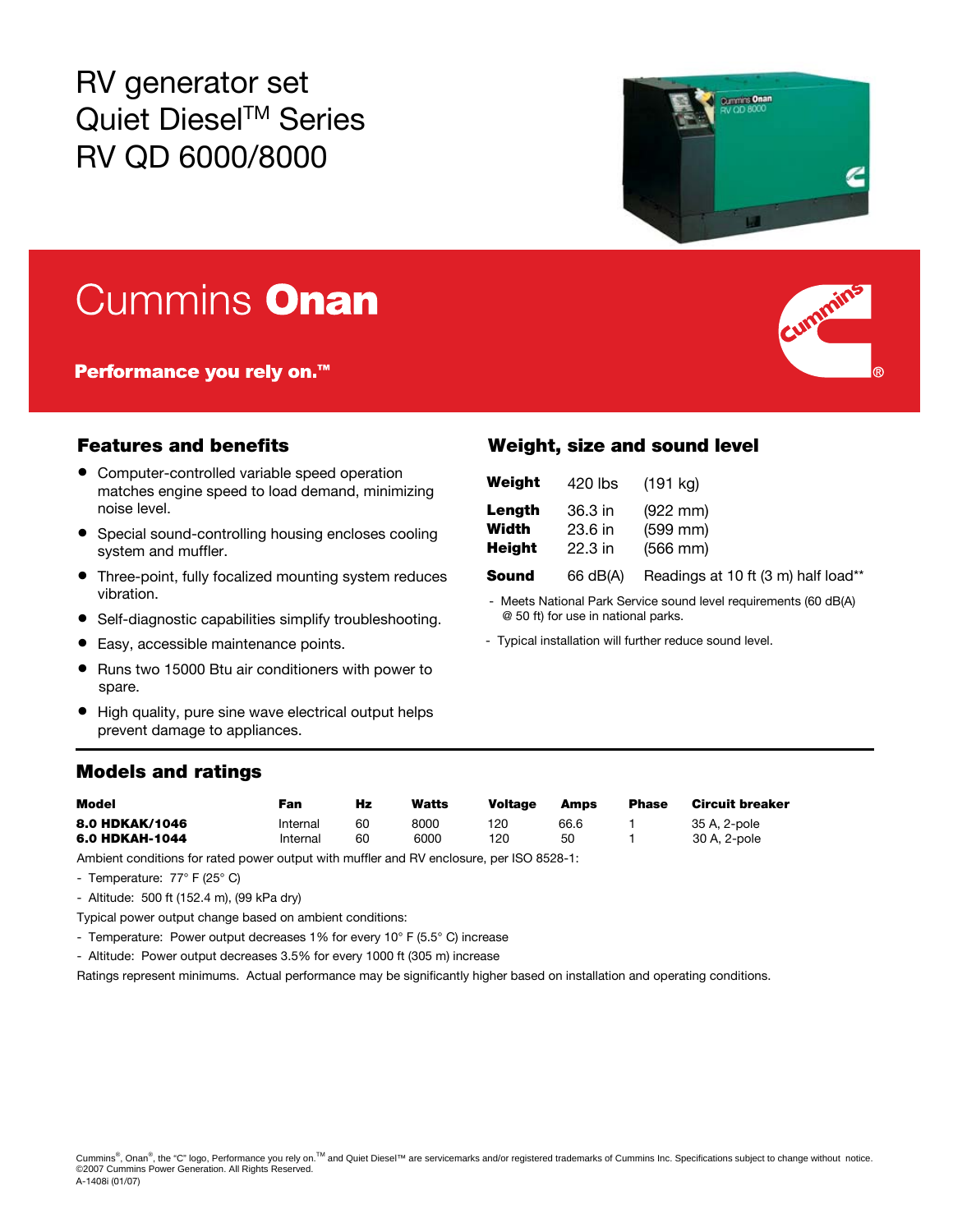# RV generator set Quiet Diesel™ Series RV QD 6000/8000

## Cummins **Onan**

**Performance you rely on.™**

## Features and benefits

- Computer-controlled variable speed operation matches engine speed to load demand, minimizing noise level.
- Special sound-controlling housing encloses cooling system and muffler.
- Three-point, fully focalized mounting system reduces vibration.
- Self-diagnostic capabilities simplify troubleshooting.
- Easy, accessible maintenance points.
- Runs two 15000 Btu air conditioners with power to spare.
- High quality, pure sine wave electrical output helps prevent damage to appliances.

## Weight, size and sound level

| | | |
|---|---|---|
| **Weight** | 420 lbs | (191 kg) |
| **Length** | 36.3 in | (922 mm) |
| **Width** | 23.6 in | (599 mm) |
| **Height** | 22.3 in | (566 mm) |
| **Sound** | 66 dB(A) | Readings at 10 ft (3 m) half load** |

- Meets National Park Service sound level requirements (60 dB(A) @ 50 ft) for use in national parks.
- Typical installation will further reduce sound level.

## Models and ratings

| Model | Fan | Hz | Watts | Voltage | Amps | Phase | Circuit breaker |
|---|---|---|---|---|---|---|---|
| **8.0 HDKAK/1046** | Internal | 60 | 8000 | 120 | 66.6 | 1 | 35 A, 2-pole |
| **6.0 HDKAH-1044** | Internal | 60 | 6000 | 120 | 50 | 1 | 30 A, 2-pole |

Ambient conditions for rated power output with muffler and RV enclosure, per ISO 8528-1:

- Temperature: 77° F (25° C)
- Altitude: 500 ft (152.4 m), (99 kPa dry)

Typical power output change based on ambient conditions:

- Temperature: Power output decreases 1% for every 10° F (5.5° C) increase
- Altitude: Power output decreases 3.5% for every 1000 ft (305 m) increase

Ratings represent minimums. Actual performance may be significantly higher based on installation and operating conditions.

Cummins®, Onan®, the "C" logo, Performance you rely on.™ and Quiet Diesel™ are servicemarks and/or registered trademarks of Cummins Inc. Specifications subject to change without notice.
©2007 Cummins Power Generation. All Rights Reserved.
A-1408i (01/07)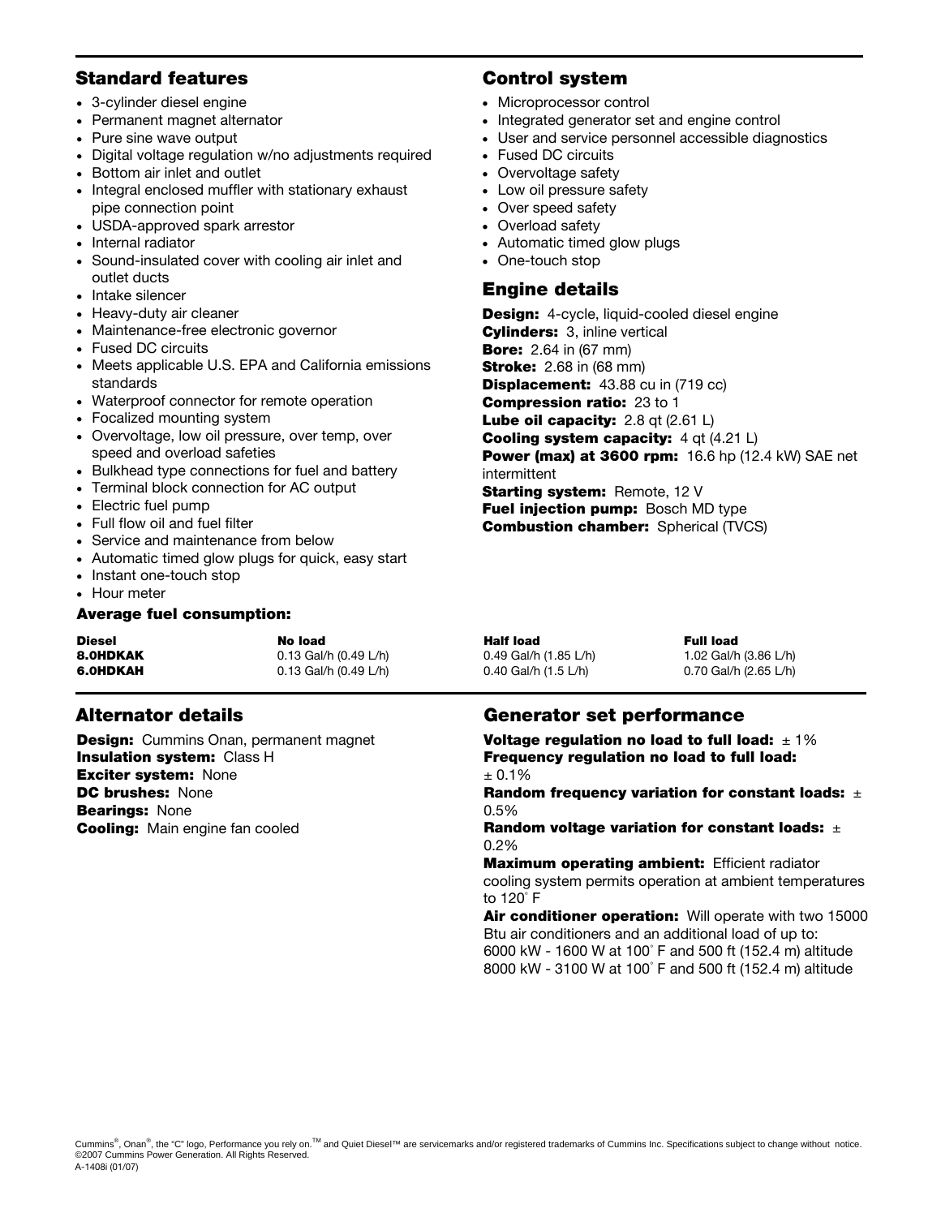## Standard features

- 3-cylinder diesel engine
- Permanent magnet alternator
- Pure sine wave output
- Digital voltage regulation w/no adjustments required
- Bottom air inlet and outlet
- Integral enclosed muffler with stationary exhaust pipe connection point
- USDA-approved spark arrestor
- Internal radiator
- Sound-insulated cover with cooling air inlet and outlet ducts
- Intake silencer
- Heavy-duty air cleaner
- Maintenance-free electronic governor
- Fused DC circuits
- Meets applicable U.S. EPA and California emissions standards
- Waterproof connector for remote operation
- Focalized mounting system
- Overvoltage, low oil pressure, over temp, over speed and overload safeties
- Bulkhead type connections for fuel and battery
- Terminal block connection for AC output
- Electric fuel pump
- Full flow oil and fuel filter
- Service and maintenance from below
- Automatic timed glow plugs for quick, easy start
- Instant one-touch stop
- Hour meter

## Control system

- Microprocessor control
- Integrated generator set and engine control
- User and service personnel accessible diagnostics
- Fused DC circuits
- Overvoltage safety
- Low oil pressure safety
- Over speed safety
- Overload safety
- Automatic timed glow plugs
- One-touch stop

## Engine details

**Design:** 4-cycle, liquid-cooled diesel engine
**Cylinders:** 3, inline vertical
**Bore:** 2.64 in (67 mm)
**Stroke:** 2.68 in (68 mm)
**Displacement:** 43.88 cu in (719 cc)
**Compression ratio:** 23 to 1
**Lube oil capacity:** 2.8 qt (2.61 L)
**Cooling system capacity:** 4 qt (4.21 L)
**Power (max) at 3600 rpm:** 16.6 hp (12.4 kW) SAE net intermittent
**Starting system:** Remote, 12 V
**Fuel injection pump:** Bosch MD type
**Combustion chamber:** Spherical (TVCS)

**Average fuel consumption:**

| Diesel | No load | Half load | Full load |
|---|---|---|---|
| **8.0HDKAK** | 0.13 Gal/h (0.49 L/h) | 0.49 Gal/h (1.85 L/h) | 1.02 Gal/h (3.86 L/h) |
| **6.0HDKAH** | 0.13 Gal/h (0.49 L/h) | 0.40 Gal/h (1.5 L/h) | 0.70 Gal/h (2.65 L/h) |

## Alternator details

**Design:** Cummins Onan, permanent magnet
**Insulation system:** Class H
**Exciter system:** None
**DC brushes:** None
**Bearings:** None
**Cooling:** Main engine fan cooled

## Generator set performance

**Voltage regulation no load to full load:** ± 1%
**Frequency regulation no load to full load:** ± 0.1%
**Random frequency variation for constant loads:** ± 0.5%
**Random voltage variation for constant loads:** ± 0.2%
**Maximum operating ambient:** Efficient radiator cooling system permits operation at ambient temperatures to 120° F
**Air conditioner operation:** Will operate with two 15000 Btu air conditioners and an additional load of up to:
6000 kW - 1600 W at 100° F and 500 ft (152.4 m) altitude
8000 kW - 3100 W at 100° F and 500 ft (152.4 m) altitude

Cummins®, Onan®, the "C" logo, Performance you rely on.™ and Quiet Diesel™ are servicemarks and/or registered trademarks of Cummins Inc. Specifications subject to change without notice.
©2007 Cummins Power Generation. All Rights Reserved.
A-1408i (01/07)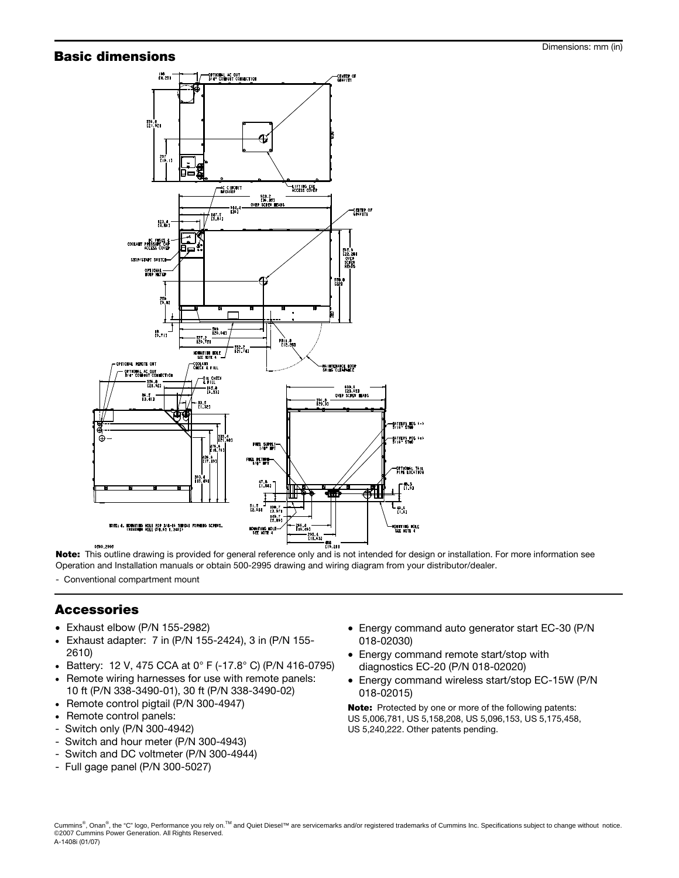Dimensions: mm (in)

## Basic dimensions

**Note:** This outline drawing is provided for general reference only and is not intended for design or installation. For more information see Operation and Installation manuals or obtain 500-2995 drawing and wiring diagram from your distributor/dealer.

- Conventional compartment mount

## Accessories

- Exhaust elbow (P/N 155-2982)
- Exhaust adapter: 7 in (P/N 155-2424), 3 in (P/N 155-2610)
- Battery: 12 V, 475 CCA at 0° F (-17.8° C) (P/N 416-0795)
- Remote wiring harnesses for use with remote panels: 10 ft (P/N 338-3490-01), 30 ft (P/N 338-3490-02)
- Remote control pigtail (P/N 300-4947)
- Remote control panels:
- Switch only (P/N 300-4942)
- Switch and hour meter (P/N 300-4943)
- Switch and DC voltmeter (P/N 300-4944)
- Full gage panel (P/N 300-5027)
- Energy command auto generator start EC-30 (P/N 018-02030)
- Energy command remote start/stop with diagnostics EC-20 (P/N 018-02020)
- Energy command wireless start/stop EC-15W (P/N 018-02015)

**Note:** Protected by one or more of the following patents: US 5,006,781, US 5,158,208, US 5,096,153, US 5,175,458, US 5,240,222. Other patents pending.

Cummins®, Onan®, the "C" logo, Performance you rely on.™ and Quiet Diesel™ are servicemarks and/or registered trademarks of Cummins Inc. Specifications subject to change without notice.
©2007 Cummins Power Generation. All Rights Reserved.
A-1408i (01/07)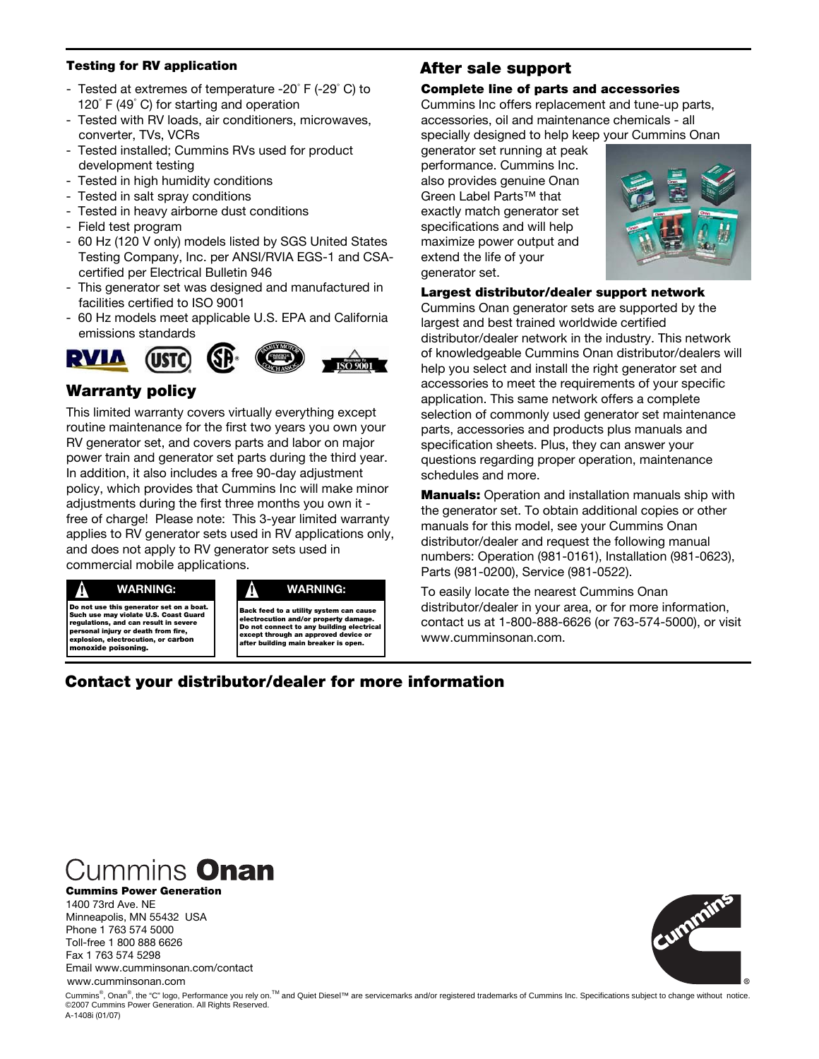**Testing for RV application**

- Tested at extremes of temperature -20° F (-29° C) to 120° F (49° C) for starting and operation
- Tested with RV loads, air conditioners, microwaves, converter, TVs, VCRs
- Tested installed; Cummins RVs used for product development testing
- Tested in high humidity conditions
- Tested in salt spray conditions
- Tested in heavy airborne dust conditions
- Field test program
- 60 Hz (120 V only) models listed by SGS United States Testing Company, Inc. per ANSI/RVIA EGS-1 and CSA-certified per Electrical Bulletin 946
- This generator set was designed and manufactured in facilities certified to ISO 9001
- 60 Hz models meet applicable U.S. EPA and California emissions standards

## Warranty policy

This limited warranty covers virtually everything except routine maintenance for the first two years you own your RV generator set, and covers parts and labor on major power train and generator set parts during the third year. In addition, it also includes a free 90-day adjustment policy, which provides that Cummins Inc will make minor adjustments during the first three months you own it - free of charge! Please note: This 3-year limited warranty applies to RV generator sets used in RV applications only, and does not apply to RV generator sets used in commercial mobile applications.

**WARNING:** Do not use this generator set on a boat. Such use may violate U.S. Coast Guard regulations, and can result in severe personal injury or death from fire, explosion, electrocution, or carbon monoxide poisoning.

**WARNING:** Back feed to a utility system can cause electrocution and/or property damage. Do not connect to any building electrical except through an approved device or after building main breaker is open.

## After sale support

**Complete line of parts and accessories**

Cummins Inc offers replacement and tune-up parts, accessories, oil and maintenance chemicals - all specially designed to help keep your Cummins Onan generator set running at peak performance. Cummins Inc. also provides genuine Onan Green Label Parts™ that exactly match generator set specifications and will help maximize power output and extend the life of your generator set.

**Largest distributor/dealer support network**

Cummins Onan generator sets are supported by the largest and best trained worldwide certified distributor/dealer network in the industry. This network of knowledgeable Cummins Onan distributor/dealers will help you select and install the right generator set and accessories to meet the requirements of your specific application. This same network offers a complete selection of commonly used generator set maintenance parts, accessories and products plus manuals and specification sheets. Plus, they can answer your questions regarding proper operation, maintenance schedules and more.

**Manuals:** Operation and installation manuals ship with the generator set. To obtain additional copies or other manuals for this model, see your Cummins Onan distributor/dealer and request the following manual numbers: Operation (981-0161), Installation (981-0623), Parts (981-0200), Service (981-0522).

To easily locate the nearest Cummins Onan distributor/dealer in your area, or for more information, contact us at 1-800-888-6626 (or 763-574-5000), or visit www.cumminsonan.com.

## Contact your distributor/dealer for more information

Cummins **Onan**

**Cummins Power Generation**
1400 73rd Ave. NE
Minneapolis, MN 55432 USA
Phone 1 763 574 5000
Toll-free 1 800 888 6626
Fax 1 763 574 5298
Email www.cumminsonan.com/contact
www.cumminsonan.com

Cummins®, Onan®, the "C" logo, Performance you rely on.™ and Quiet Diesel™ are servicemarks and/or registered trademarks of Cummins Inc. Specifications subject to change without notice.
©2007 Cummins Power Generation. All Rights Reserved.
A-1408i (01/07)